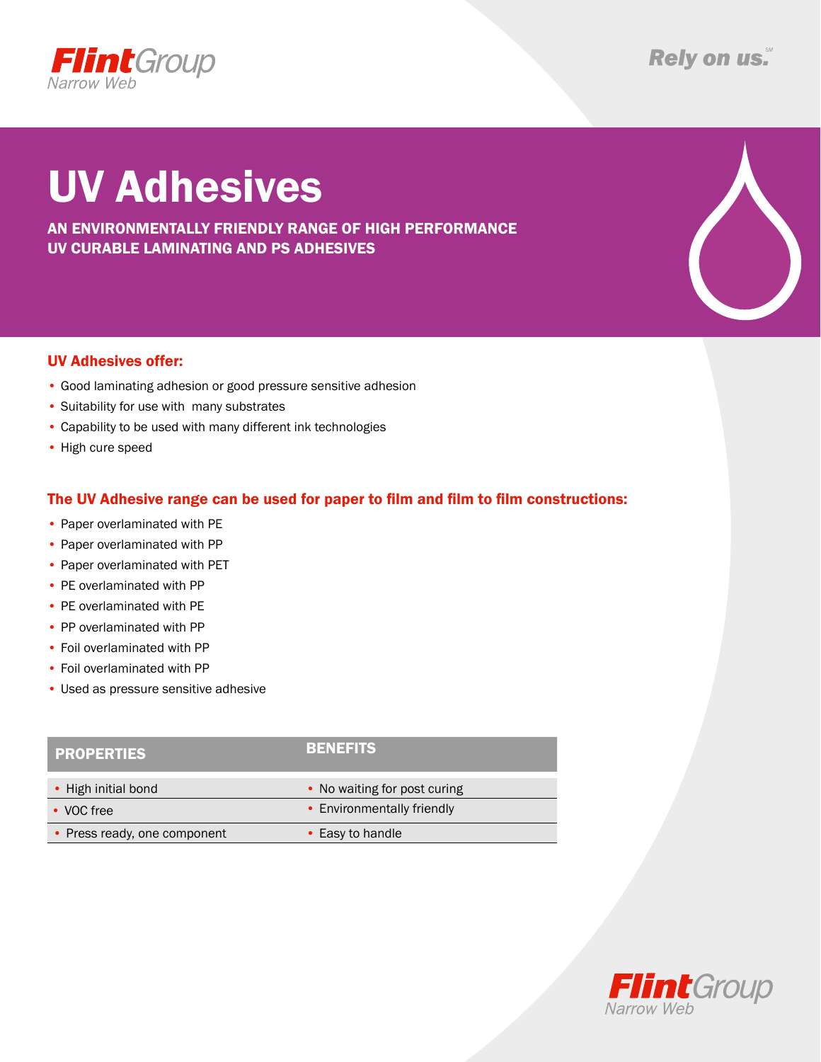Flint Group Narrow Web

Rely on us.℠

# UV Adhesives

**AN ENVIRONMENTALLY FRIENDLY RANGE OF HIGH PERFORMANCE UV CURABLE LAMINATING AND PS ADHESIVES**

## UV Adhesives offer:

- Good laminating adhesion or good pressure sensitive adhesion
- Suitability for use with  many substrates
- Capability to be used with many different ink technologies
- High cure speed

## The UV Adhesive range can be used for paper to film and film to film constructions:

- Paper overlaminated with PE
- Paper overlaminated with PP
- Paper overlaminated with PET
- PE overlaminated with PP
- PE overlaminated with PE
- PP overlaminated with PP
- Foil overlaminated with PP
- Foil overlaminated with PP
- Used as pressure sensitive adhesive

| PROPERTIES | BENEFITS |
|---|---|
| • High initial bond | • No waiting for post curing |
| • VOC free | • Environmentally friendly |
| • Press ready, one component | • Easy to handle |

Flint Group Narrow Web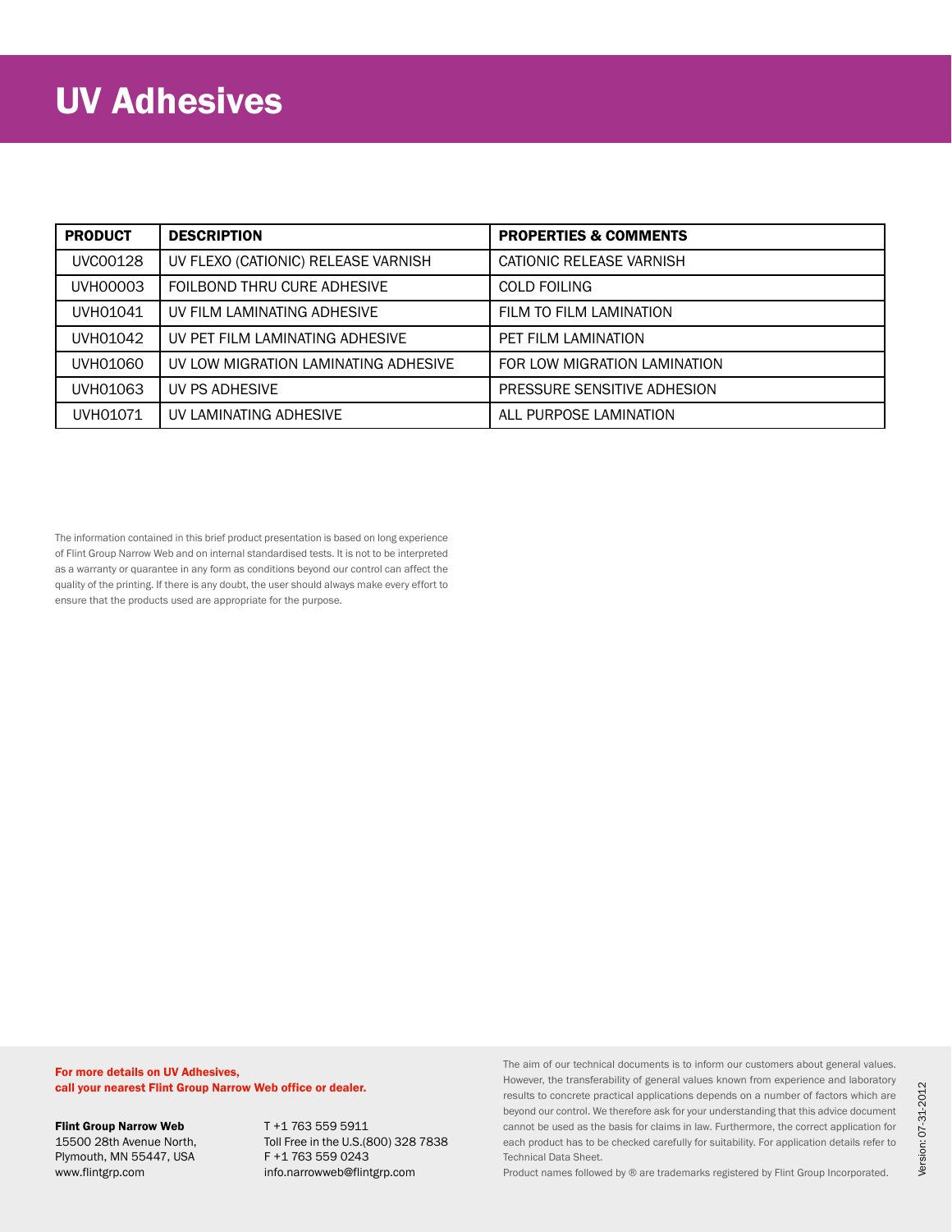# UV Adhesives

| PRODUCT | DESCRIPTION | PROPERTIES & COMMENTS |
|---|---|---|
| UVC00128 | UV FLEXO (CATIONIC) RELEASE VARNISH | CATIONIC RELEASE VARNISH |
| UVH00003 | FOILBOND THRU CURE ADHESIVE | COLD FOILING |
| UVH01041 | UV FILM LAMINATING ADHESIVE | FILM TO FILM LAMINATION |
| UVH01042 | UV PET FILM LAMINATING ADHESIVE | PET FILM LAMINATION |
| UVH01060 | UV LOW MIGRATION LAMINATING ADHESIVE | FOR LOW MIGRATION LAMINATION |
| UVH01063 | UV PS ADHESIVE | PRESSURE SENSITIVE ADHESION |
| UVH01071 | UV LAMINATING ADHESIVE | ALL PURPOSE LAMINATION |

The information contained in this brief product presentation is based on long experience of Flint Group Narrow Web and on internal standardised tests. It is not to be interpreted as a warranty or quarantee in any form as conditions beyond our control can affect the quality of the printing. If there is any doubt, the user should always make every effort to ensure that the products used are appropriate for the purpose.

**For more details on UV Adhesives, call your nearest Flint Group Narrow Web office or dealer.**

**Flint Group Narrow Web**
15500 28th Avenue North,
Plymouth, MN 55447, USA
www.flintgrp.com

T +1 763 559 5911
Toll Free in the U.S.(800) 328 7838
F +1 763 559 0243
info.narrowweb@flintgrp.com

The aim of our technical documents is to inform our customers about general values. However, the transferability of general values known from experience and laboratory results to concrete practical applications depends on a number of factors which are beyond our control. We therefore ask for your understanding that this advice document cannot be used as the basis for claims in law. Furthermore, the correct application for each product has to be checked carefully for suitability. For application details refer to Technical Data Sheet.

Product names followed by ® are trademarks registered by Flint Group Incorporated.

Version: 07-31-2012